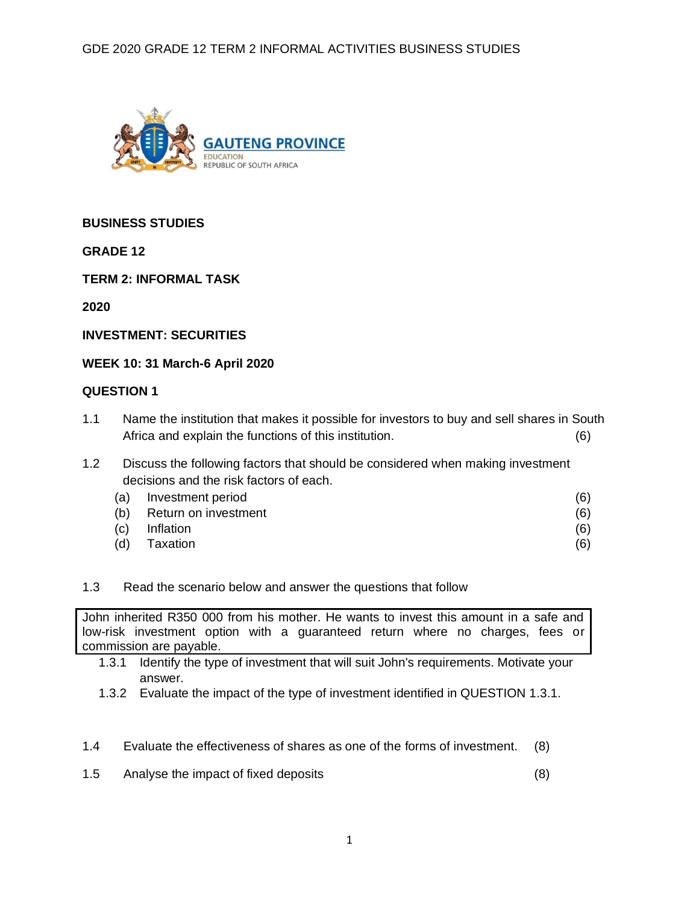GAUTENG PROVINCE
EDUCATION
REPUBLIC OF SOUTH AFRICA

**BUSINESS STUDIES**

**GRADE 12**

**TERM 2: INFORMAL TASK**

**2020**

**INVESTMENT: SECURITIES**

**WEEK 10: 31 March-6 April 2020**

**QUESTION 1**

1.1 Name the institution that makes it possible for investors to buy and sell shares in South Africa and explain the functions of this institution. (6)

1.2 Discuss the following factors that should be considered when making investment decisions and the risk factors of each.

(a) Investment period (6)

(b) Return on investment (6)

(c) Inflation (6)

(d) Taxation (6)

1.3 Read the scenario below and answer the questions that follow

| John inherited R350 000 from his mother. He wants to invest this amount in a safe and low-risk investment option with a guaranteed return where no charges, fees or commission are payable. |
|---|

1.3.1 Identify the type of investment that will suit John's requirements. Motivate your answer.

1.3.2 Evaluate the impact of the type of investment identified in QUESTION 1.3.1.

1.4 Evaluate the effectiveness of shares as one of the forms of investment. (8)

1.5 Analyse the impact of fixed deposits (8)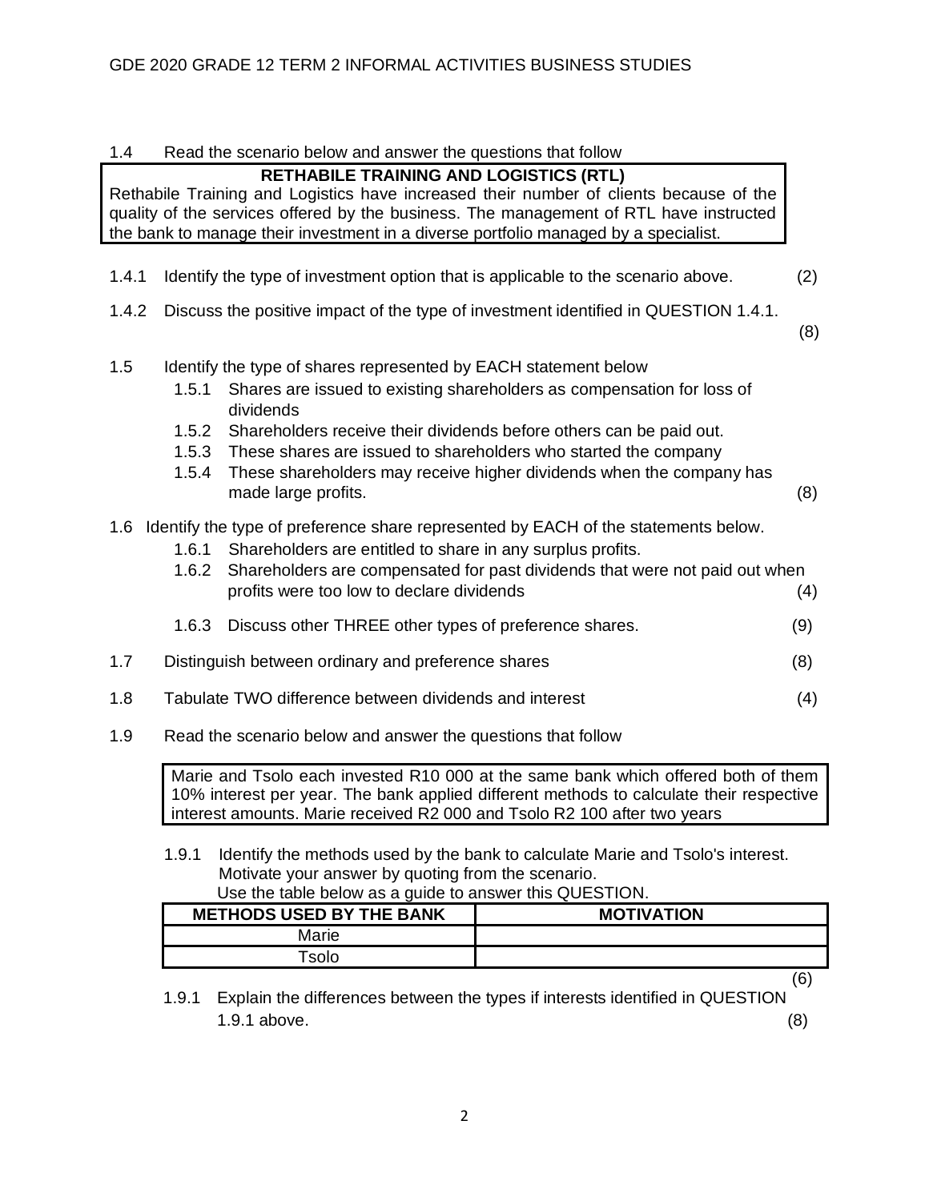1.4 Read the scenario below and answer the questions that follow

| RETHABILE TRAINING AND LOGISTICS (RTL) |
|---|
| Rethabile Training and Logistics have increased their number of clients because of the quality of the services offered by the business. The management of RTL have instructed the bank to manage their investment in a diverse portfolio managed by a specialist. |

1.4.1 Identify the type of investment option that is applicable to the scenario above. (2)

1.4.2 Discuss the positive impact of the type of investment identified in QUESTION 1.4.1. (8)

1.5 Identify the type of shares represented by EACH statement below

- 1.5.1 Shares are issued to existing shareholders as compensation for loss of dividends
- 1.5.2 Shareholders receive their dividends before others can be paid out.
- 1.5.3 These shares are issued to shareholders who started the company
- 1.5.4 These shareholders may receive higher dividends when the company has made large profits. (8)

1.6 Identify the type of preference share represented by EACH of the statements below.

- 1.6.1 Shareholders are entitled to share in any surplus profits.
- 1.6.2 Shareholders are compensated for past dividends that were not paid out when profits were too low to declare dividends (4)
- 1.6.3 Discuss other THREE other types of preference shares. (9)

1.7 Distinguish between ordinary and preference shares (8)

1.8 Tabulate TWO difference between dividends and interest (4)

1.9 Read the scenario below and answer the questions that follow

| Marie and Tsolo each invested R10 000 at the same bank which offered both of them 10% interest per year. The bank applied different methods to calculate their respective interest amounts. Marie received R2 000 and Tsolo R2 100 after two years |
|---|

1.9.1 Identify the methods used by the bank to calculate Marie and Tsolo's interest. Motivate your answer by quoting from the scenario.
Use the table below as a guide to answer this QUESTION.

| METHODS USED BY THE BANK | MOTIVATION |
|---|---|
| Marie | |
| Tsolo | |

(6)

1.9.1 Explain the differences between the types if interests identified in QUESTION 1.9.1 above. (8)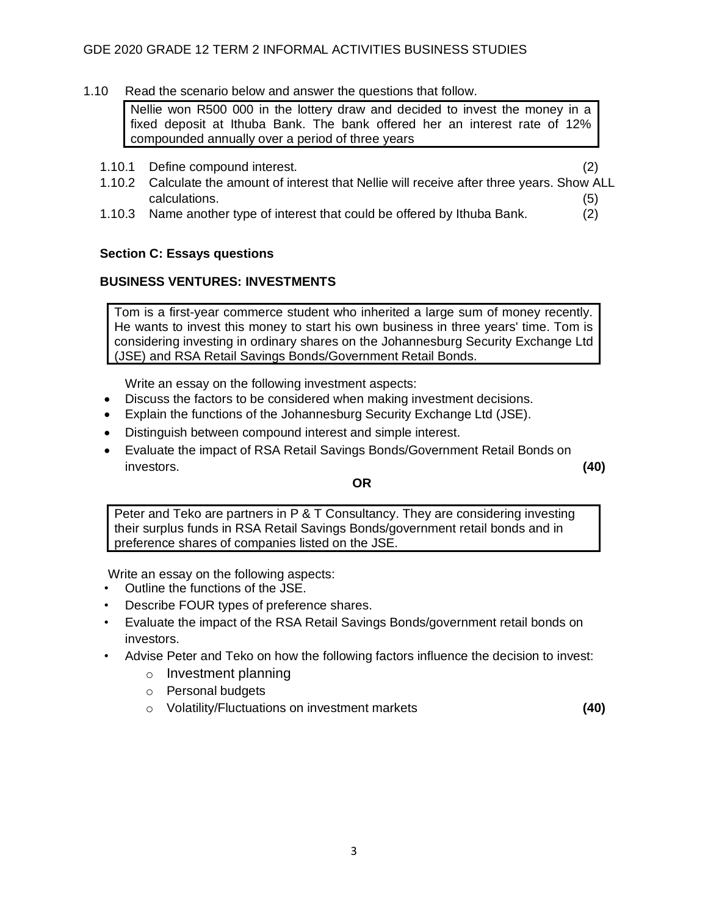1.10 Read the scenario below and answer the questions that follow.

> Nellie won R500 000 in the lottery draw and decided to invest the money in a fixed deposit at Ithuba Bank. The bank offered her an interest rate of 12% compounded annually over a period of three years

1.10.1 Define compound interest. (2)

1.10.2 Calculate the amount of interest that Nellie will receive after three years. Show ALL calculations. (5)

1.10.3 Name another type of interest that could be offered by Ithuba Bank. (2)

## Section C: Essays questions

### BUSINESS VENTURES: INVESTMENTS

> Tom is a first-year commerce student who inherited a large sum of money recently. He wants to invest this money to start his own business in three years' time. Tom is considering investing in ordinary shares on the Johannesburg Security Exchange Ltd (JSE) and RSA Retail Savings Bonds/Government Retail Bonds.

Write an essay on the following investment aspects:

- Discuss the factors to be considered when making investment decisions.
- Explain the functions of the Johannesburg Security Exchange Ltd (JSE).
- Distinguish between compound interest and simple interest.
- Evaluate the impact of RSA Retail Savings Bonds/Government Retail Bonds on investors. **(40)**

**OR**

> Peter and Teko are partners in P & T Consultancy. They are considering investing their surplus funds in RSA Retail Savings Bonds/government retail bonds and in preference shares of companies listed on the JSE.

Write an essay on the following aspects:

- Outline the functions of the JSE.
- Describe FOUR types of preference shares.
- Evaluate the impact of the RSA Retail Savings Bonds/government retail bonds on investors.
- Advise Peter and Teko on how the following factors influence the decision to invest:
  - Investment planning
  - Personal budgets
  - Volatility/Fluctuations on investment markets **(40)**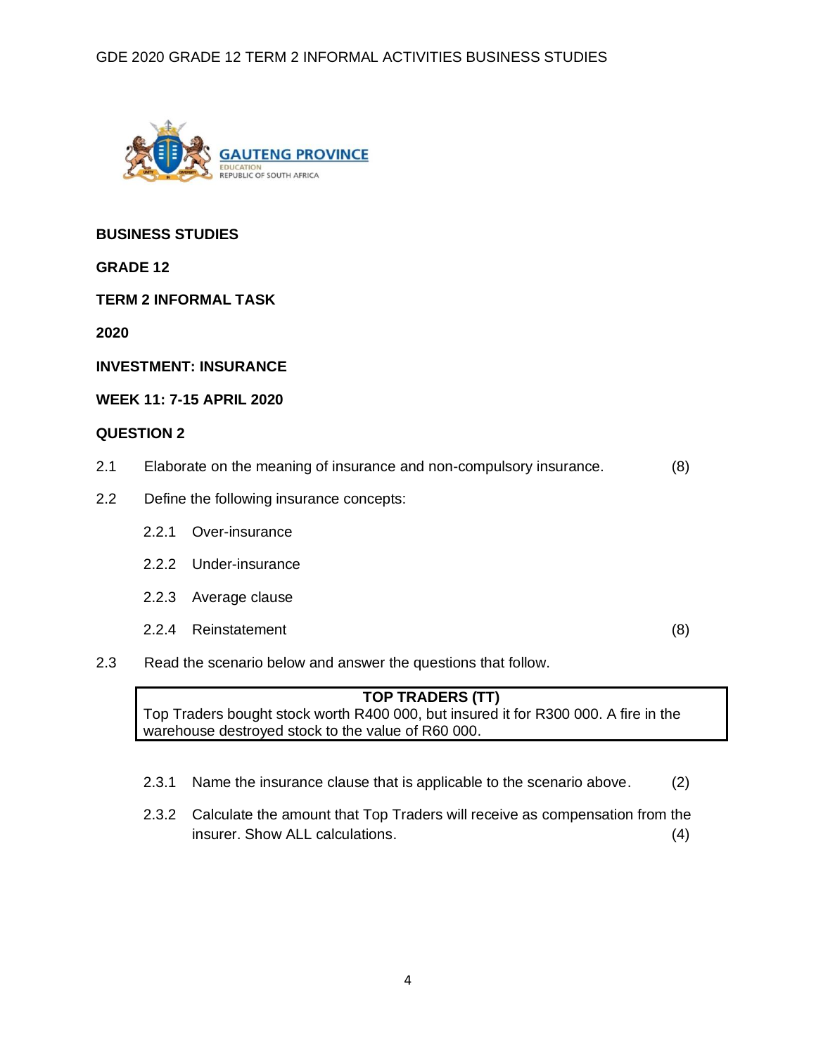**BUSINESS STUDIES**

**GRADE 12**

**TERM 2 INFORMAL TASK**

**2020**

**INVESTMENT: INSURANCE**

**WEEK 11: 7-15 APRIL 2020**

**QUESTION 2**

2.1 Elaborate on the meaning of insurance and non-compulsory insurance. (8)

2.2 Define the following insurance concepts:

- 2.2.1 Over-insurance
- 2.2.2 Under-insurance
- 2.2.3 Average clause
- 2.2.4 Reinstatement (8)

2.3 Read the scenario below and answer the questions that follow.

> **TOP TRADERS (TT)**
> Top Traders bought stock worth R400 000, but insured it for R300 000. A fire in the warehouse destroyed stock to the value of R60 000.

- 2.3.1 Name the insurance clause that is applicable to the scenario above. (2)
- 2.3.2 Calculate the amount that Top Traders will receive as compensation from the insurer. Show ALL calculations. (4)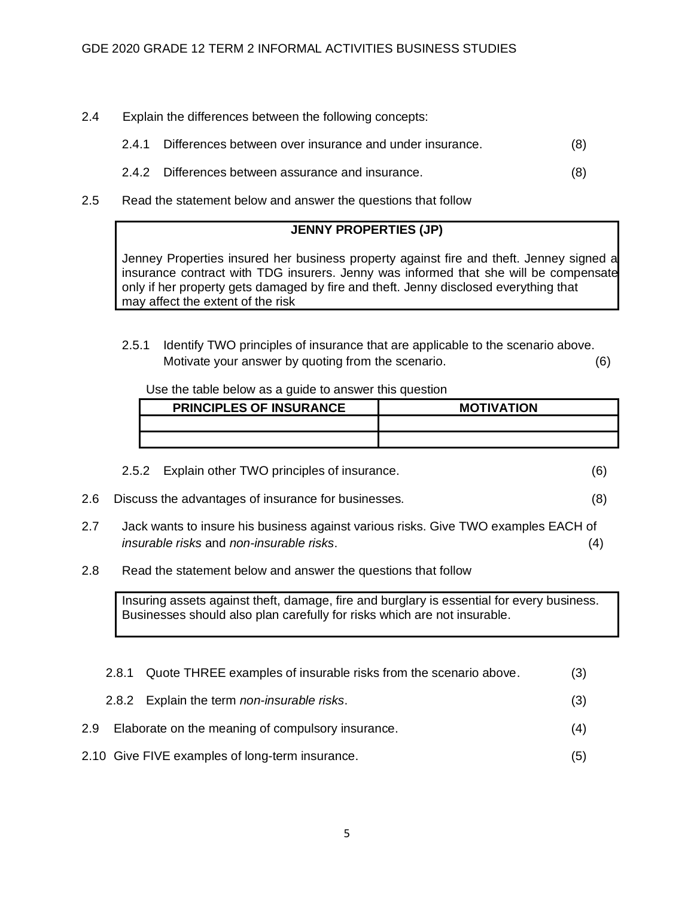2.4 Explain the differences between the following concepts:

2.4.1 Differences between over insurance and under insurance. (8)

2.4.2 Differences between assurance and insurance. (8)

2.5 Read the statement below and answer the questions that follow

**JENNY PROPERTIES (JP)**

Jenney Properties insured her business property against fire and theft. Jenney signed a insurance contract with TDG insurers. Jenny was informed that she will be compensate only if her property gets damaged by fire and theft. Jenny disclosed everything that may affect the extent of the risk

2.5.1 Identify TWO principles of insurance that are applicable to the scenario above. Motivate your answer by quoting from the scenario. (6)

Use the table below as a guide to answer this question

| PRINCIPLES OF INSURANCE | MOTIVATION |
|---|---|
| | |
| | |

2.5.2 Explain other TWO principles of insurance. (6)

2.6 Discuss the advantages of insurance for businesses. (8)

2.7 Jack wants to insure his business against various risks. Give TWO examples EACH of *insurable risks* and *non-insurable risks*. (4)

2.8 Read the statement below and answer the questions that follow

Insuring assets against theft, damage, fire and burglary is essential for every business. Businesses should also plan carefully for risks which are not insurable.

2.8.1 Quote THREE examples of insurable risks from the scenario above. (3)

2.8.2 Explain the term *non-insurable risks*. (3)

2.9 Elaborate on the meaning of compulsory insurance. (4)

2.10 Give FIVE examples of long-term insurance. (5)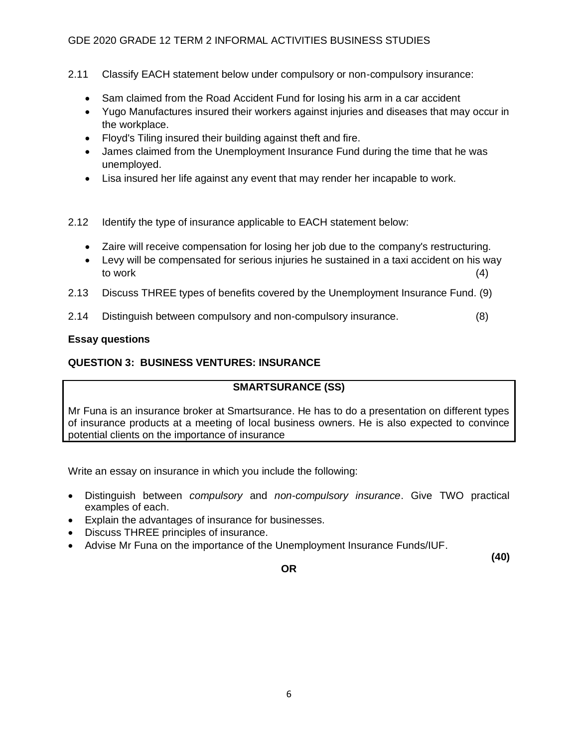2.11 Classify EACH statement below under compulsory or non-compulsory insurance:

- Sam claimed from the Road Accident Fund for losing his arm in a car accident
- Yugo Manufactures insured their workers against injuries and diseases that may occur in the workplace.
- Floyd's Tiling insured their building against theft and fire.
- James claimed from the Unemployment Insurance Fund during the time that he was unemployed.
- Lisa insured her life against any event that may render her incapable to work.

2.12 Identify the type of insurance applicable to EACH statement below:

- Zaire will receive compensation for losing her job due to the company's restructuring.
- Levy will be compensated for serious injuries he sustained in a taxi accident on his way to work (4)

2.13 Discuss THREE types of benefits covered by the Unemployment Insurance Fund. (9)

2.14 Distinguish between compulsory and non-compulsory insurance. (8)

**Essay questions**

**QUESTION 3: BUSINESS VENTURES: INSURANCE**

| **SMARTSURANCE (SS)** |
|---|
| Mr Funa is an insurance broker at Smartsurance. He has to do a presentation on different types of insurance products at a meeting of local business owners. He is also expected to convince potential clients on the importance of insurance |

Write an essay on insurance in which you include the following:

- Distinguish between *compulsory* and *non-compulsory insurance*. Give TWO practical examples of each.
- Explain the advantages of insurance for businesses.
- Discuss THREE principles of insurance.
- Advise Mr Funa on the importance of the Unemployment Insurance Funds/IUF.

**(40)**

**OR**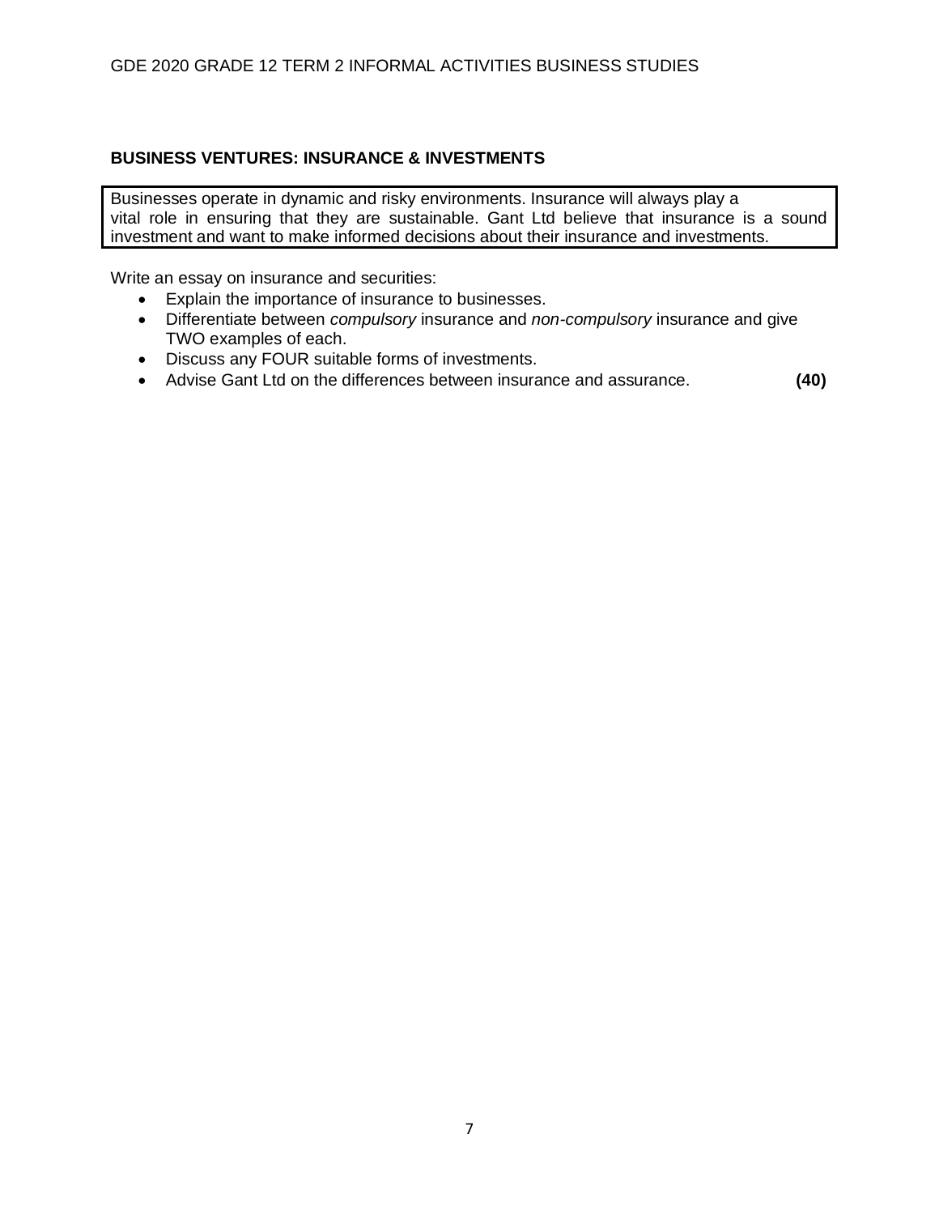**BUSINESS VENTURES: INSURANCE & INVESTMENTS**

Businesses operate in dynamic and risky environments. Insurance will always play a vital role in ensuring that they are sustainable. Gant Ltd believe that insurance is a sound investment and want to make informed decisions about their insurance and investments.

Write an essay on insurance and securities:

- Explain the importance of insurance to businesses.
- Differentiate between *compulsory* insurance and *non-compulsory* insurance and give TWO examples of each.
- Discuss any FOUR suitable forms of investments.
- Advise Gant Ltd on the differences between insurance and assurance. **(40)**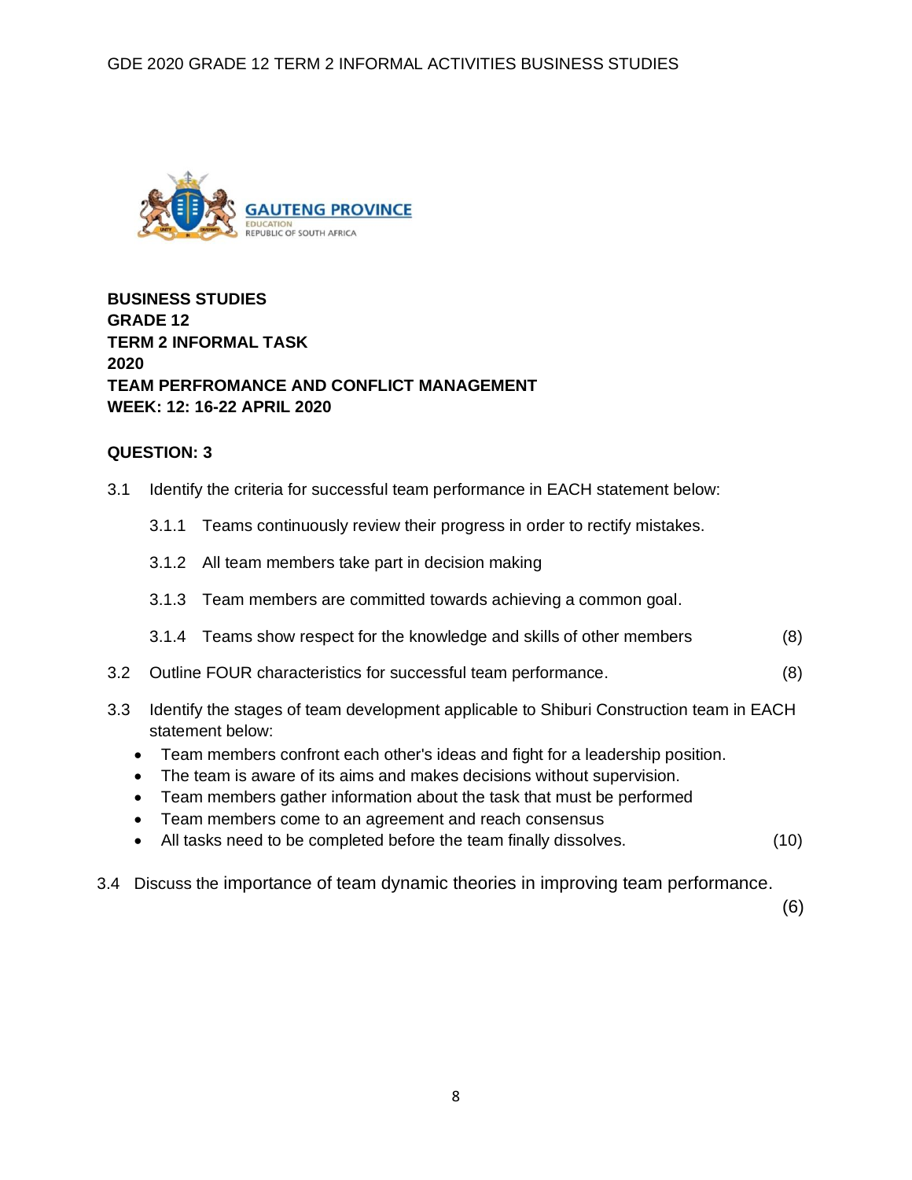GAUTENG PROVINCE
EDUCATION
REPUBLIC OF SOUTH AFRICA

**BUSINESS STUDIES**
**GRADE 12**
**TERM 2 INFORMAL TASK**
**2020**
**TEAM PERFROMANCE AND CONFLICT MANAGEMENT**
**WEEK: 12: 16-22 APRIL 2020**

## QUESTION: 3

3.1 Identify the criteria for successful team performance in EACH statement below:

- 3.1.1 Teams continuously review their progress in order to rectify mistakes.
- 3.1.2 All team members take part in decision making
- 3.1.3 Team members are committed towards achieving a common goal.
- 3.1.4 Teams show respect for the knowledge and skills of other members (8)

3.2 Outline FOUR characteristics for successful team performance. (8)

3.3 Identify the stages of team development applicable to Shiburi Construction team in EACH statement below:

- Team members confront each other's ideas and fight for a leadership position.
- The team is aware of its aims and makes decisions without supervision.
- Team members gather information about the task that must be performed
- Team members come to an agreement and reach consensus
- All tasks need to be completed before the team finally dissolves. (10)

3.4 Discuss the importance of team dynamic theories in improving team performance. (6)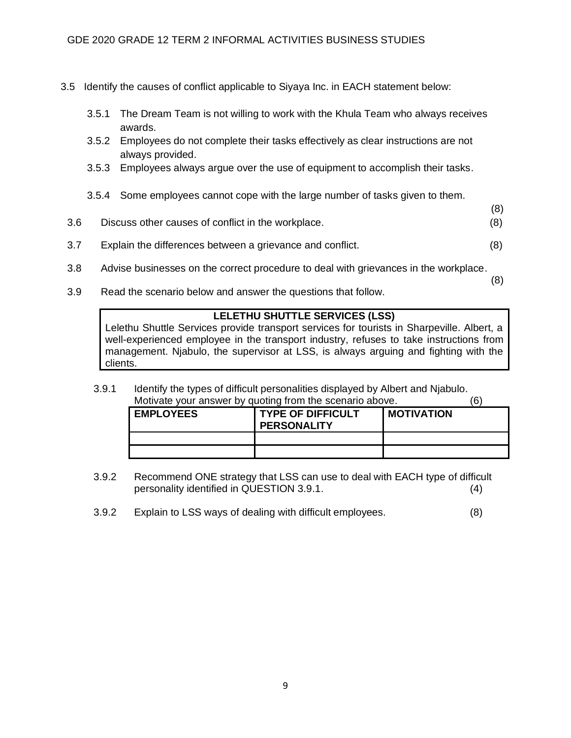3.5 Identify the causes of conflict applicable to Siyaya Inc. in EACH statement below:

3.5.1 The Dream Team is not willing to work with the Khula Team who always receives awards.

3.5.2 Employees do not complete their tasks effectively as clear instructions are not always provided.

3.5.3 Employees always argue over the use of equipment to accomplish their tasks.

3.5.4 Some employees cannot cope with the large number of tasks given to them. (8)

3.6 Discuss other causes of conflict in the workplace. (8)

3.7 Explain the differences between a grievance and conflict. (8)

3.8 Advise businesses on the correct procedure to deal with grievances in the workplace. (8)

3.9 Read the scenario below and answer the questions that follow.

**LELETHU SHUTTLE SERVICES (LSS)**

Lelethu Shuttle Services provide transport services for tourists in Sharpeville. Albert, a well-experienced employee in the transport industry, refuses to take instructions from management. Njabulo, the supervisor at LSS, is always arguing and fighting with the clients.

3.9.1 Identify the types of difficult personalities displayed by Albert and Njabulo. Motivate your answer by quoting from the scenario above. (6)

| EMPLOYEES | TYPE OF DIFFICULT PERSONALITY | MOTIVATION |
|---|---|---|
| | | |
| | | |

3.9.2 Recommend ONE strategy that LSS can use to deal with EACH type of difficult personality identified in QUESTION 3.9.1. (4)

3.9.2 Explain to LSS ways of dealing with difficult employees. (8)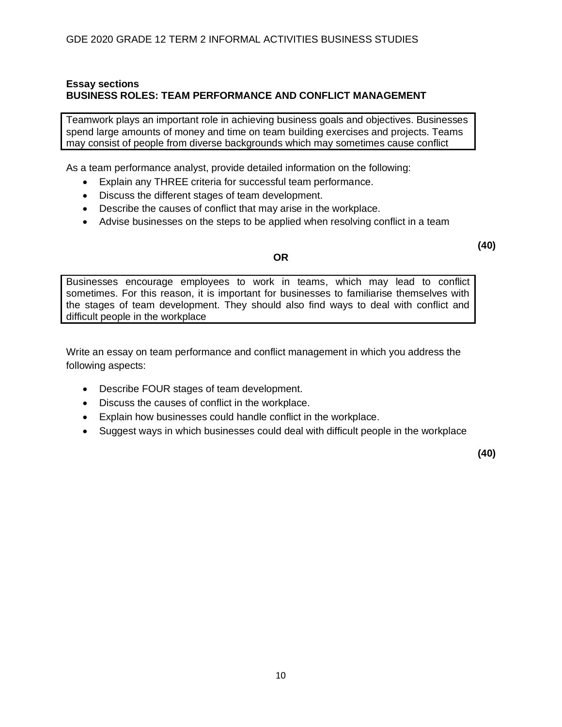**Essay sections**
**BUSINESS ROLES: TEAM PERFORMANCE AND CONFLICT MANAGEMENT**

Teamwork plays an important role in achieving business goals and objectives. Businesses spend large amounts of money and time on team building exercises and projects. Teams may consist of people from diverse backgrounds which may sometimes cause conflict

As a team performance analyst, provide detailed information on the following:

- Explain any THREE criteria for successful team performance.
- Discuss the different stages of team development.
- Describe the causes of conflict that may arise in the workplace.
- Advise businesses on the steps to be applied when resolving conflict in a team

**(40)**

**OR**

Businesses encourage employees to work in teams, which may lead to conflict sometimes. For this reason, it is important for businesses to familiarise themselves with the stages of team development. They should also find ways to deal with conflict and difficult people in the workplace

Write an essay on team performance and conflict management in which you address the following aspects:

- Describe FOUR stages of team development.
- Discuss the causes of conflict in the workplace.
- Explain how businesses could handle conflict in the workplace.
- Suggest ways in which businesses could deal with difficult people in the workplace

**(40)**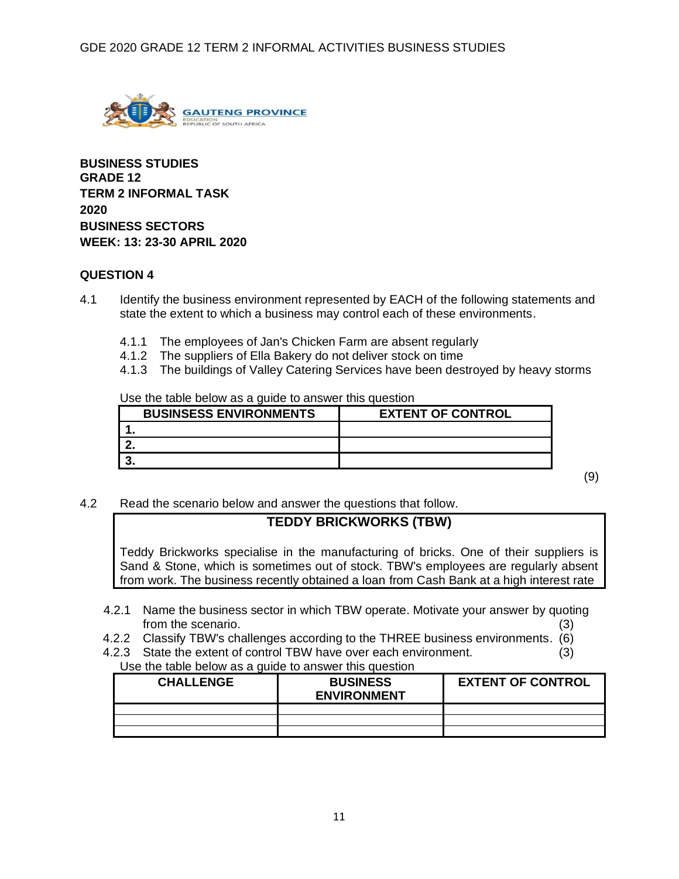**BUSINESS STUDIES**
**GRADE 12**
**TERM 2 INFORMAL TASK**
**2020**
**BUSINESS SECTORS**
**WEEK: 13: 23-30 APRIL 2020**

**QUESTION 4**

4.1 Identify the business environment represented by EACH of the following statements and state the extent to which a business may control each of these environments.

4.1.1 The employees of Jan's Chicken Farm are absent regularly
4.1.2 The suppliers of Ella Bakery do not deliver stock on time
4.1.3 The buildings of Valley Catering Services have been destroyed by heavy storms

Use the table below as a guide to answer this question

| BUSINSESS ENVIRONMENTS | EXTENT OF CONTROL |
|---|---|
| 1. | |
| 2. | |
| 3. | |

(9)

4.2 Read the scenario below and answer the questions that follow.

**TEDDY BRICKWORKS (TBW)**

Teddy Brickworks specialise in the manufacturing of bricks. One of their suppliers is Sand & Stone, which is sometimes out of stock. TBW's employees are regularly absent from work. The business recently obtained a loan from Cash Bank at a high interest rate

4.2.1 Name the business sector in which TBW operate. Motivate your answer by quoting from the scenario. (3)
4.2.2 Classify TBW's challenges according to the THREE business environments. (6)
4.2.3 State the extent of control TBW have over each environment. (3)

Use the table below as a guide to answer this question

| CHALLENGE | BUSINESS ENVIRONMENT | EXTENT OF CONTROL |
|---|---|---|
| | | |
| | | |
| | | |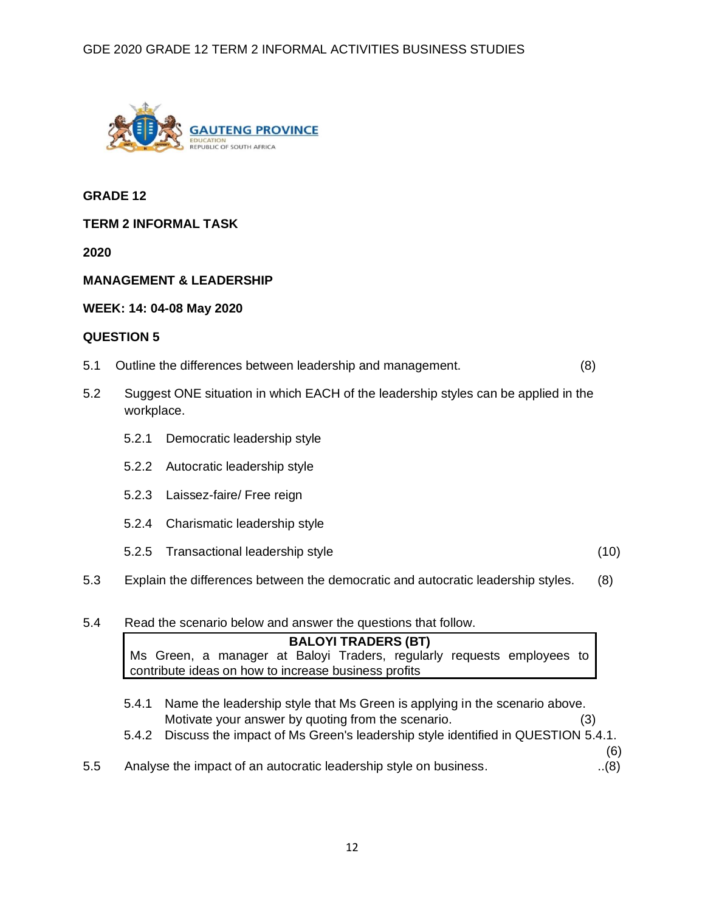**GRADE 12**

**TERM 2 INFORMAL TASK**

**2020**

**MANAGEMENT & LEADERSHIP**

**WEEK: 14: 04-08 May 2020**

**QUESTION 5**

5.1 Outline the differences between leadership and management. (8)

5.2 Suggest ONE situation in which EACH of the leadership styles can be applied in the workplace.

- 5.2.1 Democratic leadership style
- 5.2.2 Autocratic leadership style
- 5.2.3 Laissez-faire/ Free reign
- 5.2.4 Charismatic leadership style
- 5.2.5 Transactional leadership style (10)

5.3 Explain the differences between the democratic and autocratic leadership styles. (8)

5.4 Read the scenario below and answer the questions that follow.

**BALOYI TRADERS (BT)**

Ms Green, a manager at Baloyi Traders, regularly requests employees to contribute ideas on how to increase business profits

- 5.4.1 Name the leadership style that Ms Green is applying in the scenario above. Motivate your answer by quoting from the scenario. (3)
- 5.4.2 Discuss the impact of Ms Green's leadership style identified in QUESTION 5.4.1. (6)

5.5 Analyse the impact of an autocratic leadership style on business. ..(8)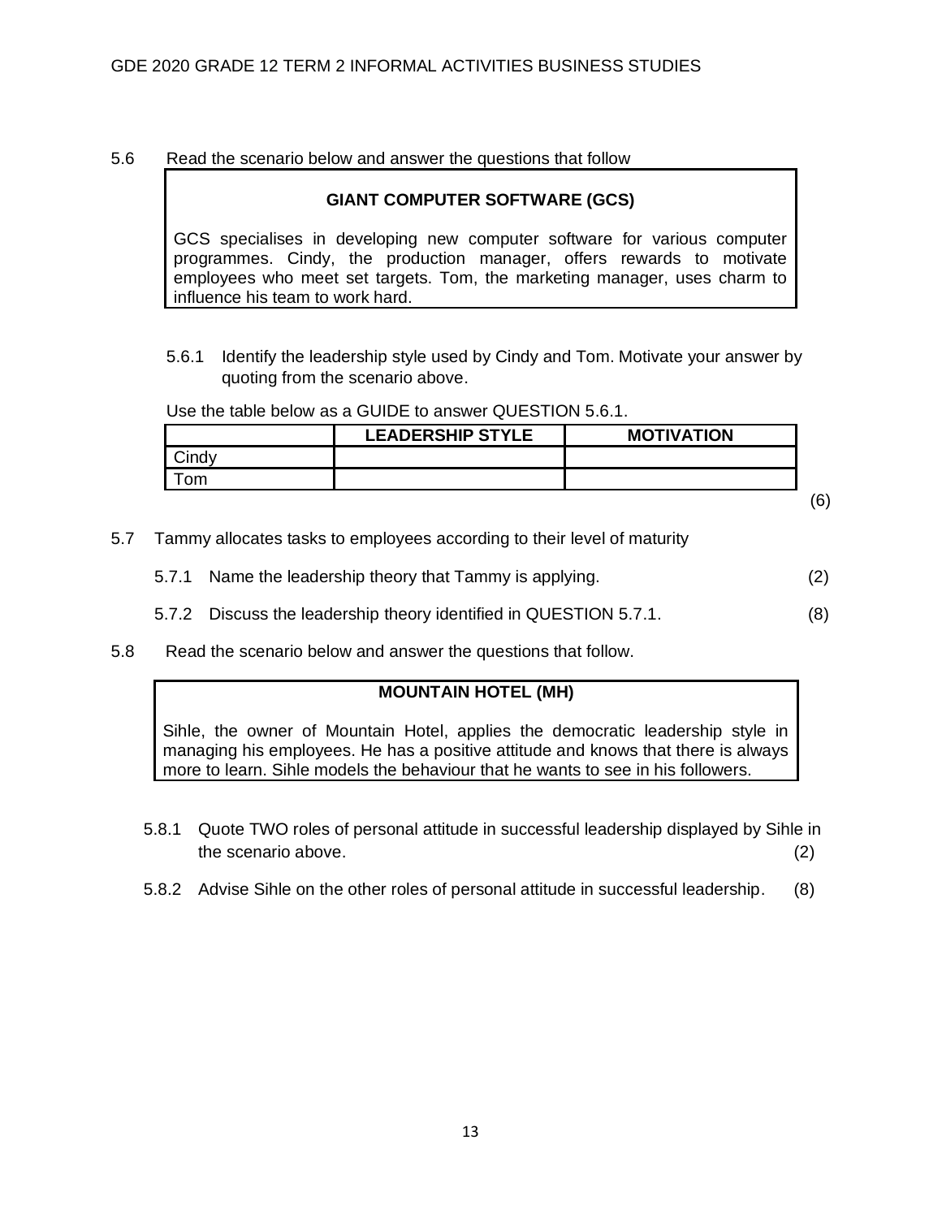5.6 Read the scenario below and answer the questions that follow

**GIANT COMPUTER SOFTWARE (GCS)**

GCS specialises in developing new computer software for various computer programmes. Cindy, the production manager, offers rewards to motivate employees who meet set targets. Tom, the marketing manager, uses charm to influence his team to work hard.

5.6.1 Identify the leadership style used by Cindy and Tom. Motivate your answer by quoting from the scenario above.

Use the table below as a GUIDE to answer QUESTION 5.6.1.

| | LEADERSHIP STYLE | MOTIVATION |
|---|---|---|
| Cindy | | |
| Tom | | |

(6)

5.7 Tammy allocates tasks to employees according to their level of maturity

5.7.1 Name the leadership theory that Tammy is applying. (2)

5.7.2 Discuss the leadership theory identified in QUESTION 5.7.1. (8)

5.8 Read the scenario below and answer the questions that follow.

**MOUNTAIN HOTEL (MH)**

Sihle, the owner of Mountain Hotel, applies the democratic leadership style in managing his employees. He has a positive attitude and knows that there is always more to learn. Sihle models the behaviour that he wants to see in his followers.

5.8.1 Quote TWO roles of personal attitude in successful leadership displayed by Sihle in the scenario above. (2)

5.8.2 Advise Sihle on the other roles of personal attitude in successful leadership. (8)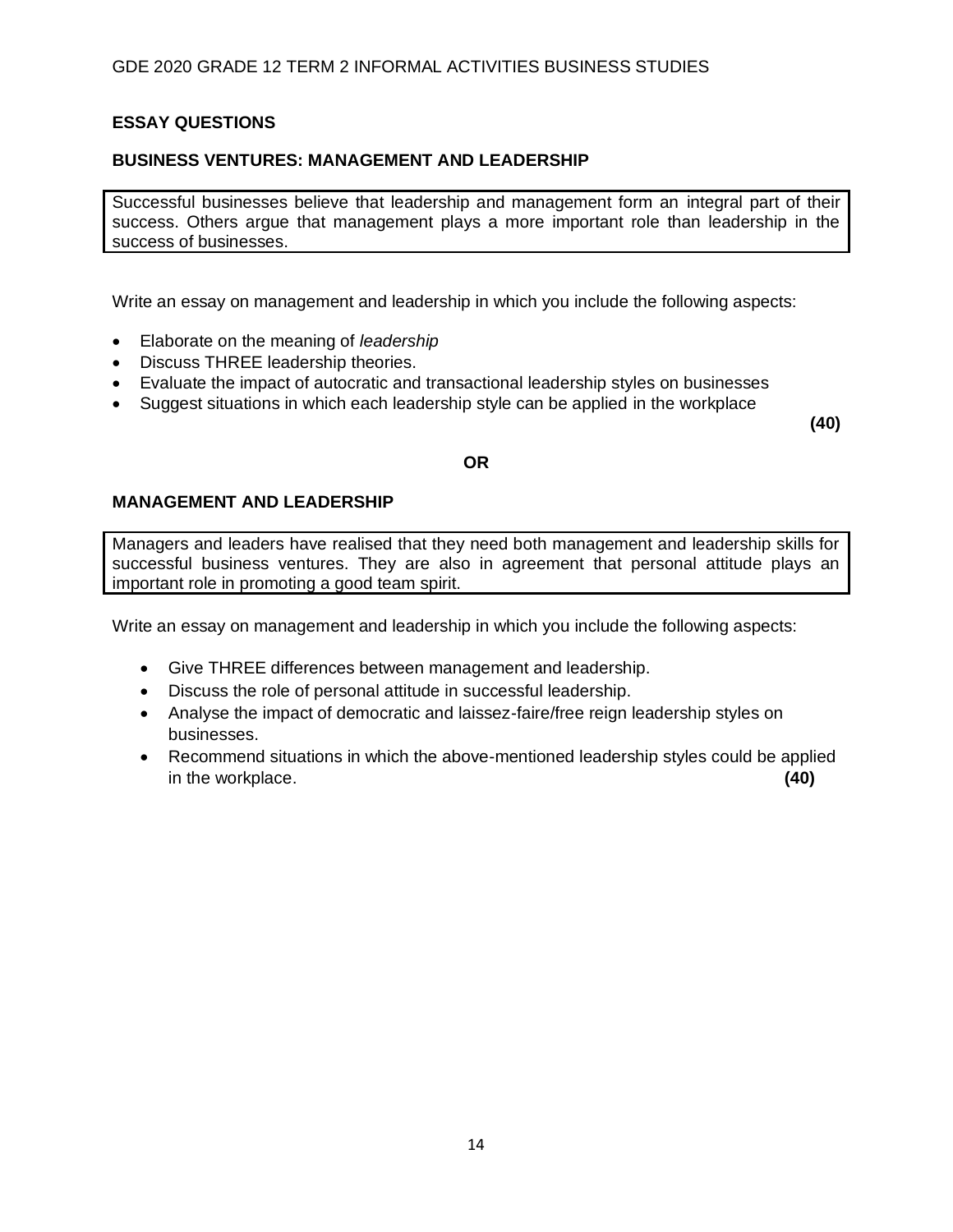## ESSAY QUESTIONS

### BUSINESS VENTURES: MANAGEMENT AND LEADERSHIP

> Successful businesses believe that leadership and management form an integral part of their success. Others argue that management plays a more important role than leadership in the success of businesses.

Write an essay on management and leadership in which you include the following aspects:

- Elaborate on the meaning of *leadership*
- Discuss THREE leadership theories.
- Evaluate the impact of autocratic and transactional leadership styles on businesses
- Suggest situations in which each leadership style can be applied in the workplace

**(40)**

**OR**

### MANAGEMENT AND LEADERSHIP

> Managers and leaders have realised that they need both management and leadership skills for successful business ventures. They are also in agreement that personal attitude plays an important role in promoting a good team spirit.

Write an essay on management and leadership in which you include the following aspects:

- Give THREE differences between management and leadership.
- Discuss the role of personal attitude in successful leadership.
- Analyse the impact of democratic and laissez-faire/free reign leadership styles on businesses.
- Recommend situations in which the above-mentioned leadership styles could be applied in the workplace. **(40)**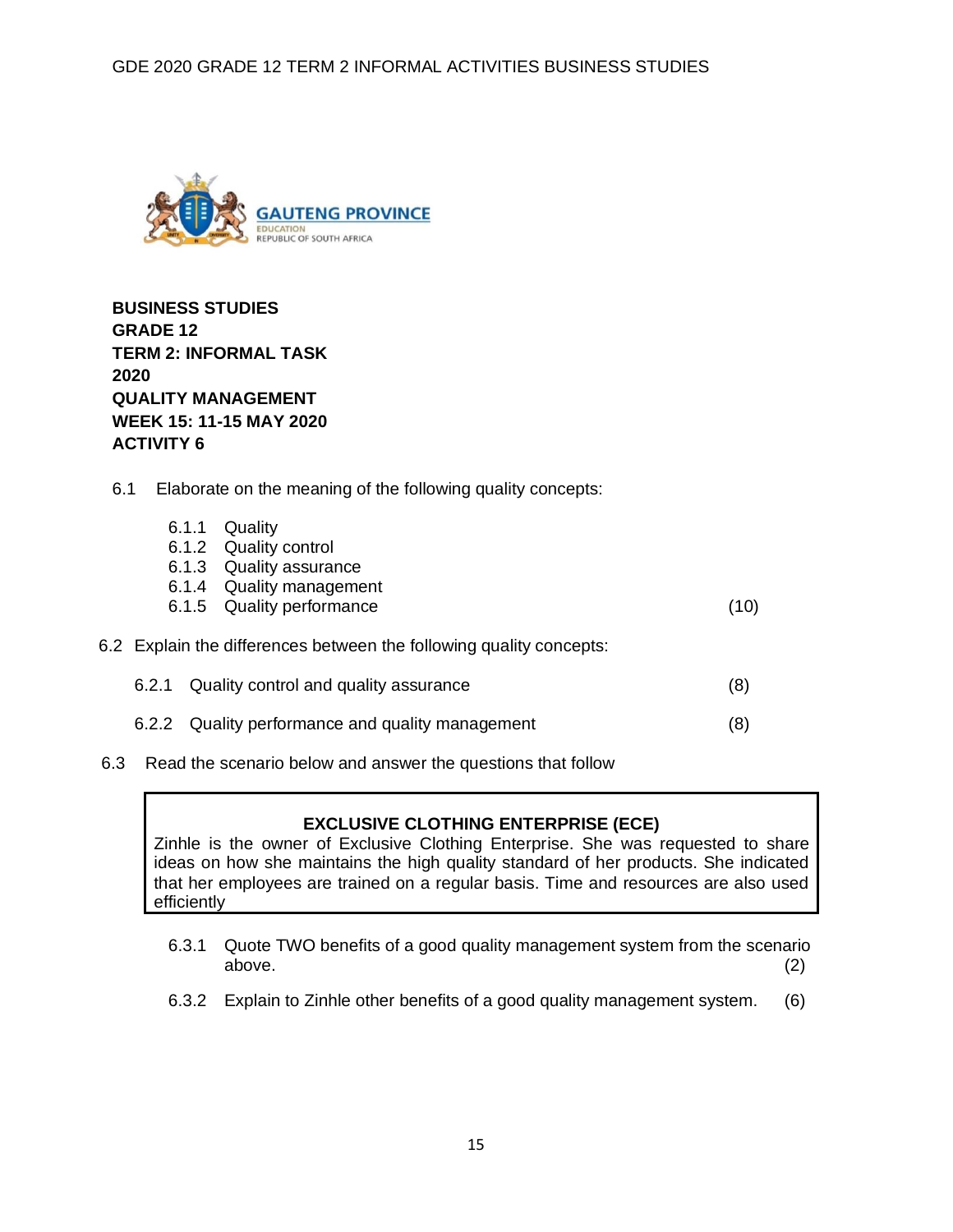**BUSINESS STUDIES**
**GRADE 12**
**TERM 2: INFORMAL TASK**
**2020**
**QUALITY MANAGEMENT**
**WEEK 15: 11-15 MAY 2020**
**ACTIVITY 6**

6.1 Elaborate on the meaning of the following quality concepts:

6.1.1 Quality
6.1.2 Quality control
6.1.3 Quality assurance
6.1.4 Quality management
6.1.5 Quality performance (10)

6.2 Explain the differences between the following quality concepts:

6.2.1 Quality control and quality assurance (8)

6.2.2 Quality performance and quality management (8)

6.3 Read the scenario below and answer the questions that follow

**EXCLUSIVE CLOTHING ENTERPRISE (ECE)**

Zinhle is the owner of Exclusive Clothing Enterprise. She was requested to share ideas on how she maintains the high quality standard of her products. She indicated that her employees are trained on a regular basis. Time and resources are also used efficiently

6.3.1 Quote TWO benefits of a good quality management system from the scenario above. (2)

6.3.2 Explain to Zinhle other benefits of a good quality management system. (6)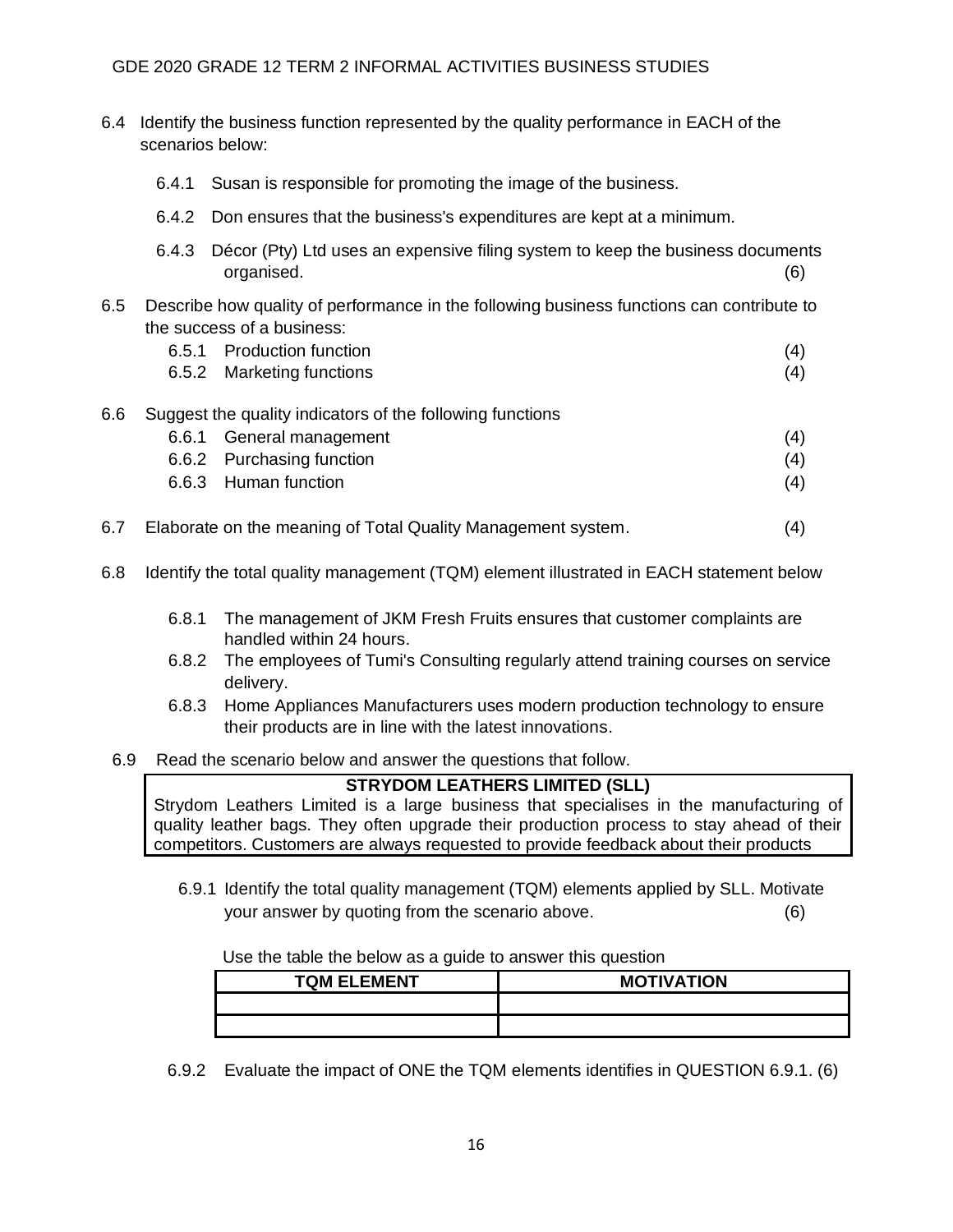6.4 Identify the business function represented by the quality performance in EACH of the scenarios below:

6.4.1 Susan is responsible for promoting the image of the business.

6.4.2 Don ensures that the business's expenditures are kept at a minimum.

6.4.3 Décor (Pty) Ltd uses an expensive filing system to keep the business documents organised. (6)

6.5 Describe how quality of performance in the following business functions can contribute to the success of a business:

6.5.1 Production function (4)

6.5.2 Marketing functions (4)

6.6 Suggest the quality indicators of the following functions

6.6.1 General management (4)

6.6.2 Purchasing function (4)

6.6.3 Human function (4)

6.7 Elaborate on the meaning of Total Quality Management system. (4)

6.8 Identify the total quality management (TQM) element illustrated in EACH statement below

6.8.1 The management of JKM Fresh Fruits ensures that customer complaints are handled within 24 hours.

6.8.2 The employees of Tumi's Consulting regularly attend training courses on service delivery.

6.8.3 Home Appliances Manufacturers uses modern production technology to ensure their products are in line with the latest innovations.

6.9 Read the scenario below and answer the questions that follow.

**STRYDOM LEATHERS LIMITED (SLL)**

Strydom Leathers Limited is a large business that specialises in the manufacturing of quality leather bags. They often upgrade their production process to stay ahead of their competitors. Customers are always requested to provide feedback about their products

6.9.1 Identify the total quality management (TQM) elements applied by SLL. Motivate your answer by quoting from the scenario above. (6)

Use the table the below as a guide to answer this question

| TQM ELEMENT | MOTIVATION |
|---|---|
| | |
| | |

6.9.2 Evaluate the impact of ONE the TQM elements identifies in QUESTION 6.9.1. (6)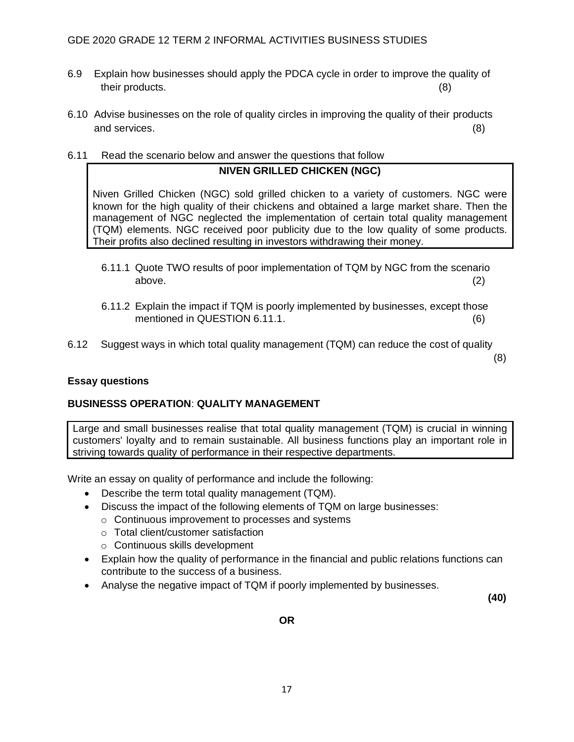6.9 Explain how businesses should apply the PDCA cycle in order to improve the quality of their products. (8)

6.10 Advise businesses on the role of quality circles in improving the quality of their products and services. (8)

6.11 Read the scenario below and answer the questions that follow

| **NIVEN GRILLED CHICKEN (NGC)** |
|---|
| Niven Grilled Chicken (NGC) sold grilled chicken to a variety of customers. NGC were known for the high quality of their chickens and obtained a large market share. Then the management of NGC neglected the implementation of certain total quality management (TQM) elements. NGC received poor publicity due to the low quality of some products. Their profits also declined resulting in investors withdrawing their money. |

6.11.1 Quote TWO results of poor implementation of TQM by NGC from the scenario above. (2)

6.11.2 Explain the impact if TQM is poorly implemented by businesses, except those mentioned in QUESTION 6.11.1. (6)

6.12 Suggest ways in which total quality management (TQM) can reduce the cost of quality (8)

**Essay questions**

**BUSINESSS OPERATION**: **QUALITY MANAGEMENT**

| Large and small businesses realise that total quality management (TQM) is crucial in winning customers' loyalty and to remain sustainable. All business functions play an important role in striving towards quality of performance in their respective departments. |
|---|

Write an essay on quality of performance and include the following:

- Describe the term total quality management (TQM).
- Discuss the impact of the following elements of TQM on large businesses:
  - Continuous improvement to processes and systems
  - Total client/customer satisfaction
  - Continuous skills development
- Explain how the quality of performance in the financial and public relations functions can contribute to the success of a business.
- Analyse the negative impact of TQM if poorly implemented by businesses.

**(40)**

**OR**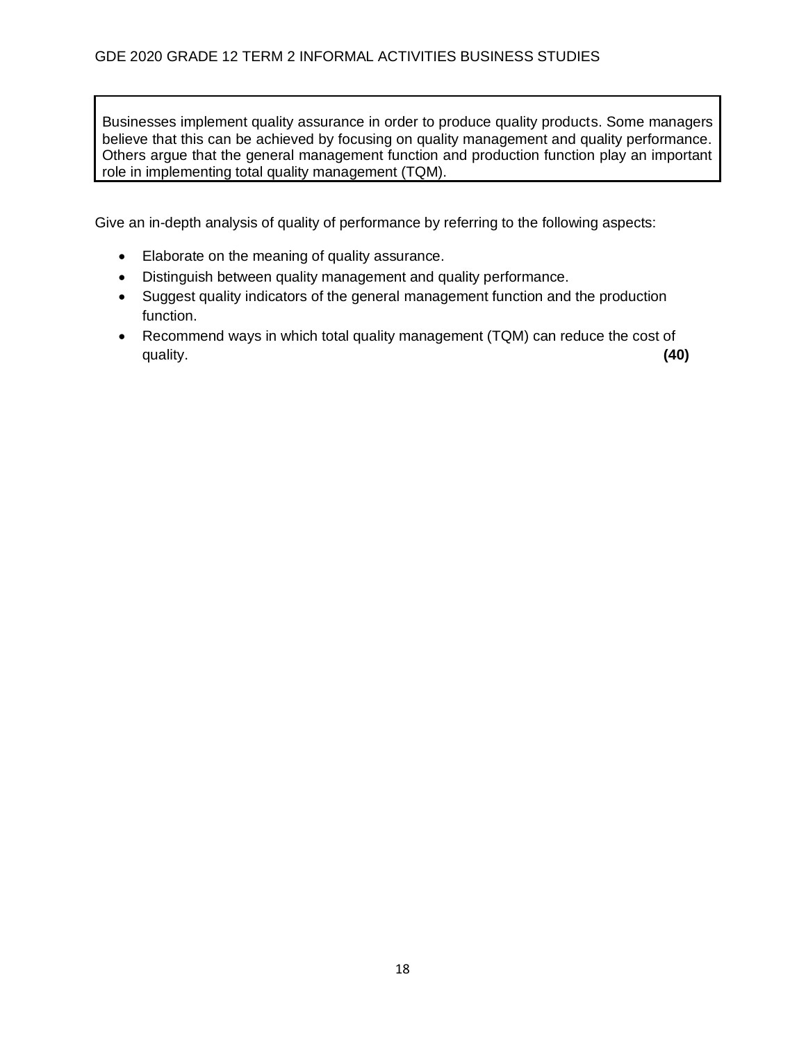> Businesses implement quality assurance in order to produce quality products. Some managers believe that this can be achieved by focusing on quality management and quality performance. Others argue that the general management function and production function play an important role in implementing total quality management (TQM).

Give an in-depth analysis of quality of performance by referring to the following aspects:

- Elaborate on the meaning of quality assurance.
- Distinguish between quality management and quality performance.
- Suggest quality indicators of the general management function and the production function.
- Recommend ways in which total quality management (TQM) can reduce the cost of quality. **(40)**